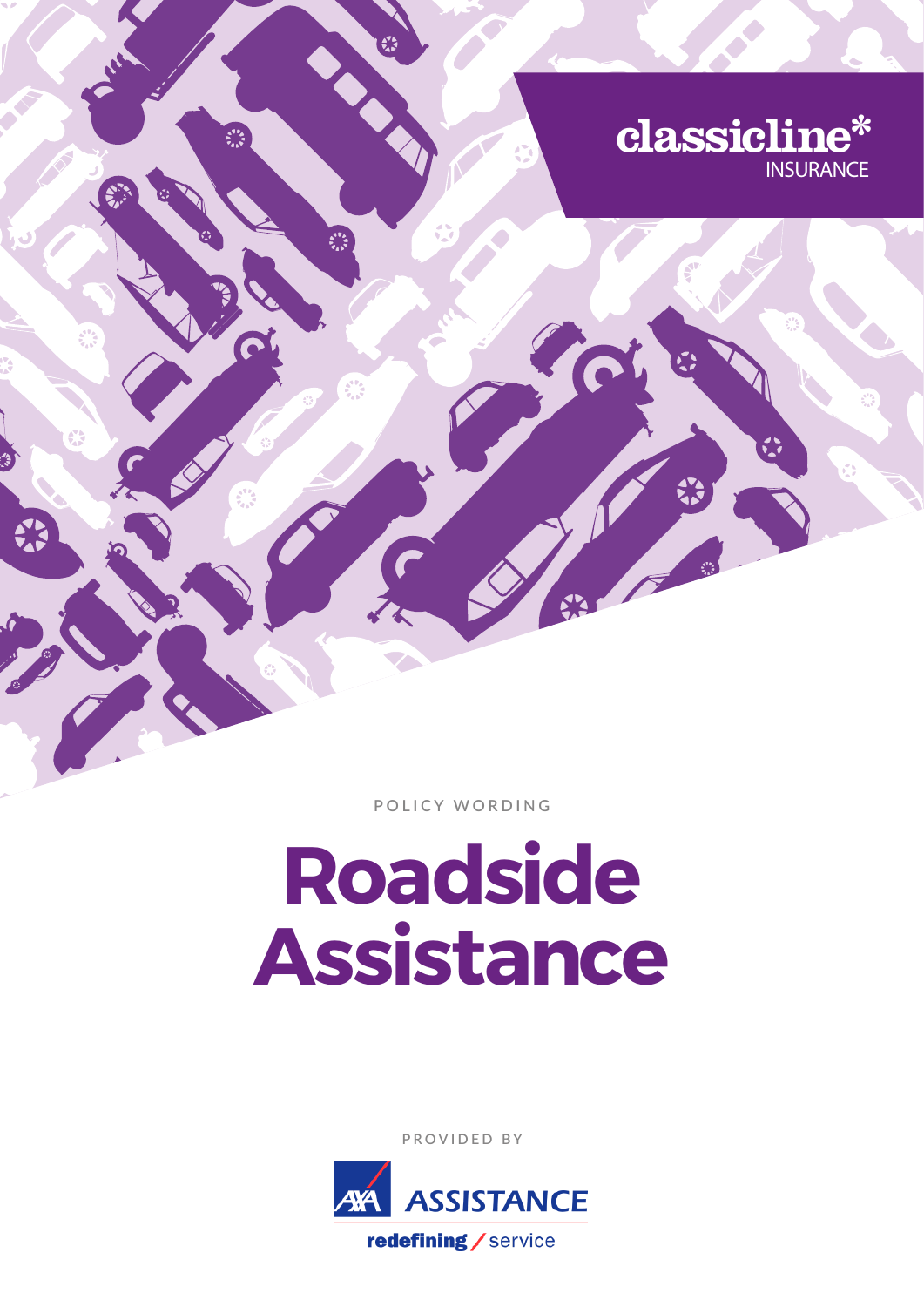classicline*
INSURANCE

POLICY WORDING

# Roadside Assistance

PROVIDED BY

AXA ASSISTANCE

redefining / service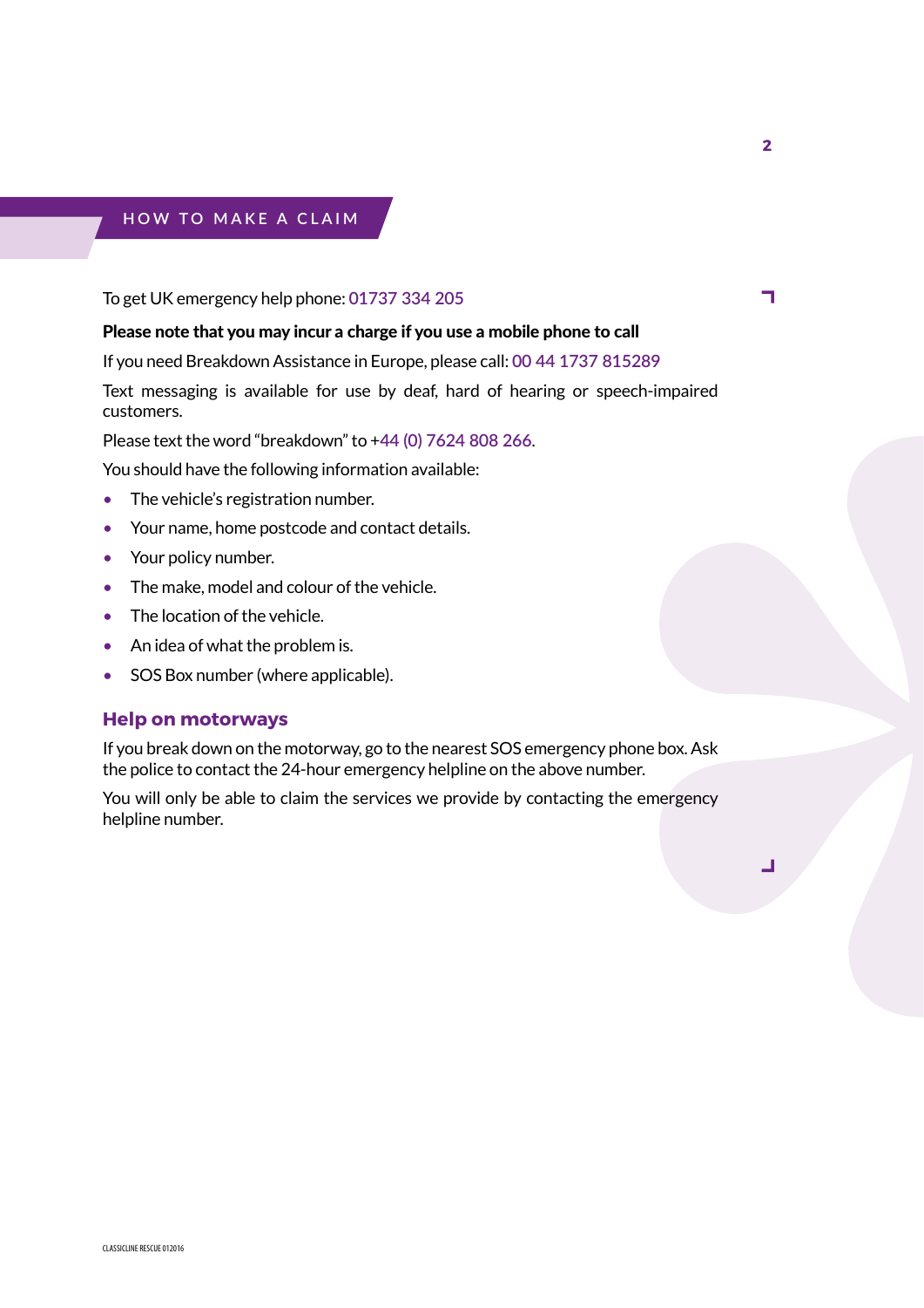## HOW TO MAKE A CLAIM

To get UK emergency help phone: 01737 334 205

**Please note that you may incur a charge if you use a mobile phone to call**

If you need Breakdown Assistance in Europe, please call: 00 44 1737 815289

Text messaging is available for use by deaf, hard of hearing or speech-impaired customers.

Please text the word “breakdown” to +44 (0) 7624 808 266.

You should have the following information available:

- The vehicle’s registration number.
- Your name, home postcode and contact details.
- Your policy number.
- The make, model and colour of the vehicle.
- The location of the vehicle.
- An idea of what the problem is.
- SOS Box number (where applicable).

### Help on motorways

If you break down on the motorway, go to the nearest SOS emergency phone box. Ask the police to contact the 24-hour emergency helpline on the above number.

You will only be able to claim the services we provide by contacting the emergency helpline number.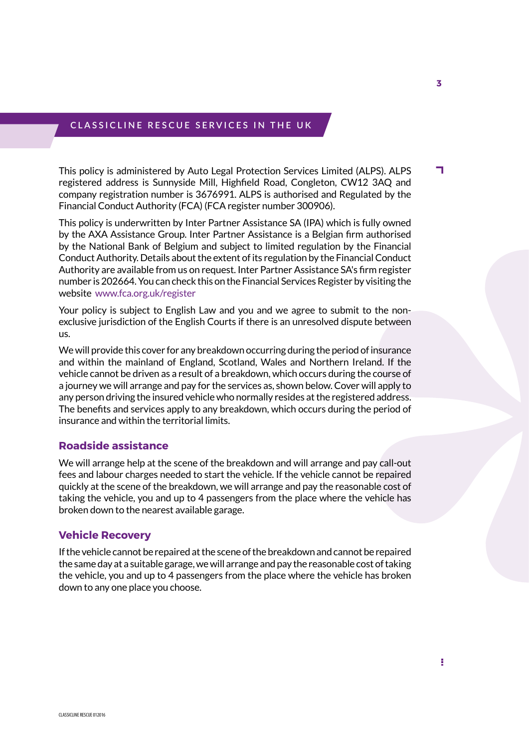## CLASSICLINE RESCUE SERVICES IN THE UK

This policy is administered by Auto Legal Protection Services Limited (ALPS). ALPS registered address is Sunnyside Mill, Highfield Road, Congleton, CW12 3AQ and company registration number is 3676991. ALPS is authorised and Regulated by the Financial Conduct Authority (FCA) (FCA register number 300906).

This policy is underwritten by Inter Partner Assistance SA (IPA) which is fully owned by the AXA Assistance Group. Inter Partner Assistance is a Belgian firm authorised by the National Bank of Belgium and subject to limited regulation by the Financial Conduct Authority. Details about the extent of its regulation by the Financial Conduct Authority are available from us on request. Inter Partner Assistance SA's firm register number is 202664. You can check this on the Financial Services Register by visiting the website www.fca.org.uk/register

Your policy is subject to English Law and you and we agree to submit to the non-exclusive jurisdiction of the English Courts if there is an unresolved dispute between us.

We will provide this cover for any breakdown occurring during the period of insurance and within the mainland of England, Scotland, Wales and Northern Ireland. If the vehicle cannot be driven as a result of a breakdown, which occurs during the course of a journey we will arrange and pay for the services as, shown below. Cover will apply to any person driving the insured vehicle who normally resides at the registered address. The benefits and services apply to any breakdown, which occurs during the period of insurance and within the territorial limits.

### Roadside assistance

We will arrange help at the scene of the breakdown and will arrange and pay call-out fees and labour charges needed to start the vehicle. If the vehicle cannot be repaired quickly at the scene of the breakdown, we will arrange and pay the reasonable cost of taking the vehicle, you and up to 4 passengers from the place where the vehicle has broken down to the nearest available garage.

### Vehicle Recovery

If the vehicle cannot be repaired at the scene of the breakdown and cannot be repaired the same day at a suitable garage, we will arrange and pay the reasonable cost of taking the vehicle, you and up to 4 passengers from the place where the vehicle has broken down to any one place you choose.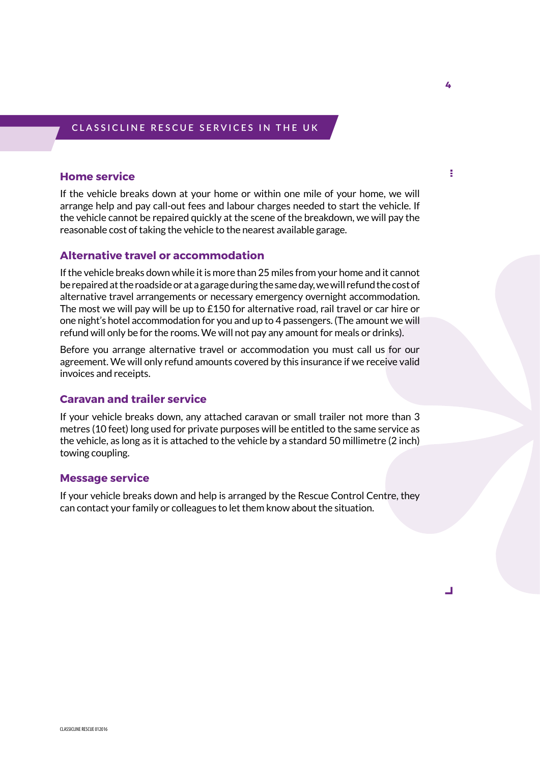## CLASSICLINE RESCUE SERVICES IN THE UK

### Home service

If the vehicle breaks down at your home or within one mile of your home, we will arrange help and pay call-out fees and labour charges needed to start the vehicle. If the vehicle cannot be repaired quickly at the scene of the breakdown, we will pay the reasonable cost of taking the vehicle to the nearest available garage.

### Alternative travel or accommodation

If the vehicle breaks down while it is more than 25 miles from your home and it cannot be repaired at the roadside or at a garage during the same day, we will refund the cost of alternative travel arrangements or necessary emergency overnight accommodation. The most we will pay will be up to £150 for alternative road, rail travel or car hire or one night's hotel accommodation for you and up to 4 passengers. (The amount we will refund will only be for the rooms. We will not pay any amount for meals or drinks).

Before you arrange alternative travel or accommodation you must call us for our agreement. We will only refund amounts covered by this insurance if we receive valid invoices and receipts.

### Caravan and trailer service

If your vehicle breaks down, any attached caravan or small trailer not more than 3 metres (10 feet) long used for private purposes will be entitled to the same service as the vehicle, as long as it is attached to the vehicle by a standard 50 millimetre (2 inch) towing coupling.

### Message service

If your vehicle breaks down and help is arranged by the Rescue Control Centre, they can contact your family or colleagues to let them know about the situation.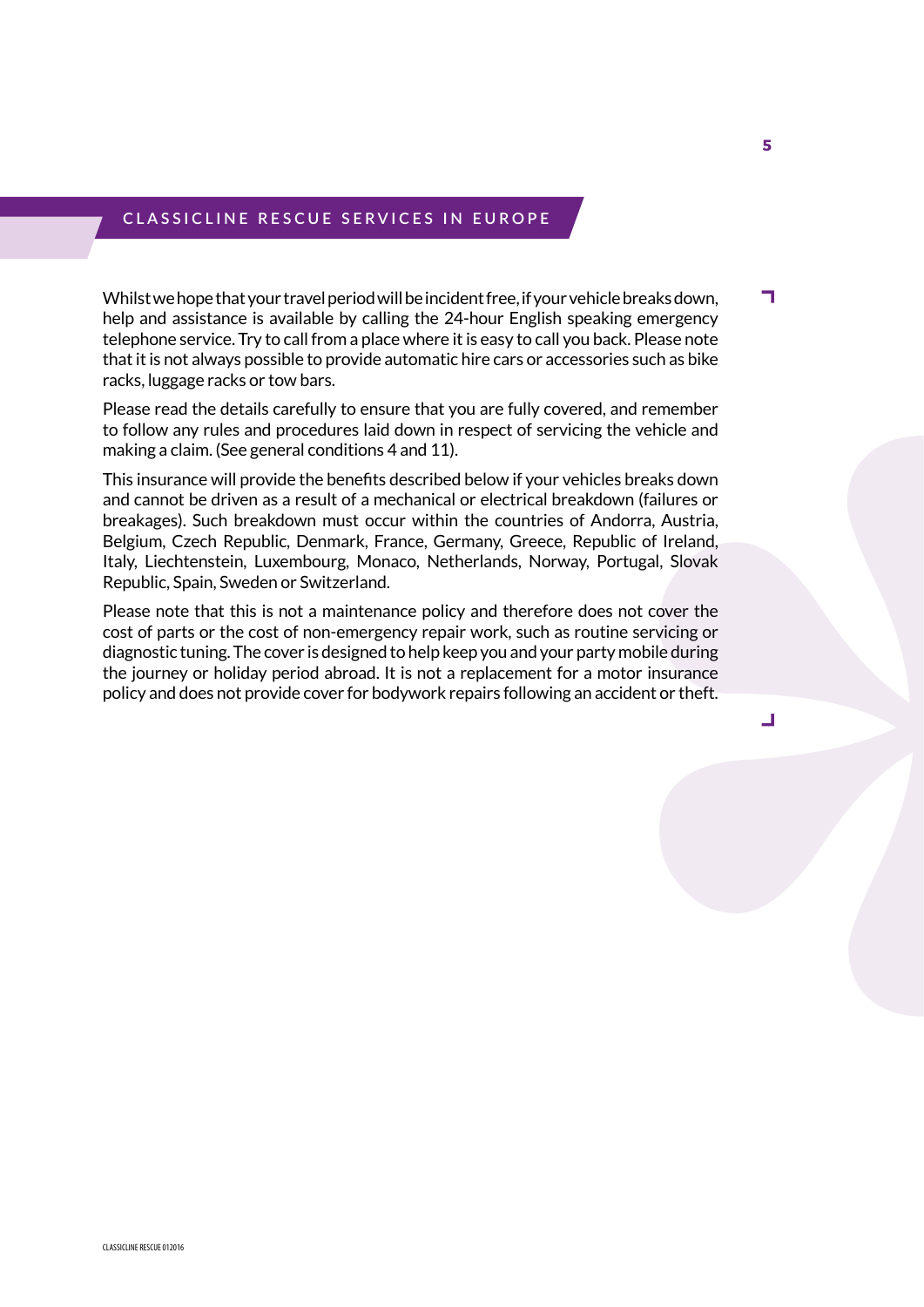## CLASSICLINE RESCUE SERVICES IN EUROPE

Whilst we hope that your travel period will be incident free, if your vehicle breaks down, help and assistance is available by calling the 24-hour English speaking emergency telephone service. Try to call from a place where it is easy to call you back. Please note that it is not always possible to provide automatic hire cars or accessories such as bike racks, luggage racks or tow bars.

Please read the details carefully to ensure that you are fully covered, and remember to follow any rules and procedures laid down in respect of servicing the vehicle and making a claim. (See general conditions 4 and 11).

This insurance will provide the benefits described below if your vehicles breaks down and cannot be driven as a result of a mechanical or electrical breakdown (failures or breakages). Such breakdown must occur within the countries of Andorra, Austria, Belgium, Czech Republic, Denmark, France, Germany, Greece, Republic of Ireland, Italy, Liechtenstein, Luxembourg, Monaco, Netherlands, Norway, Portugal, Slovak Republic, Spain, Sweden or Switzerland.

Please note that this is not a maintenance policy and therefore does not cover the cost of parts or the cost of non-emergency repair work, such as routine servicing or diagnostic tuning. The cover is designed to help keep you and your party mobile during the journey or holiday period abroad. It is not a replacement for a motor insurance policy and does not provide cover for bodywork repairs following an accident or theft.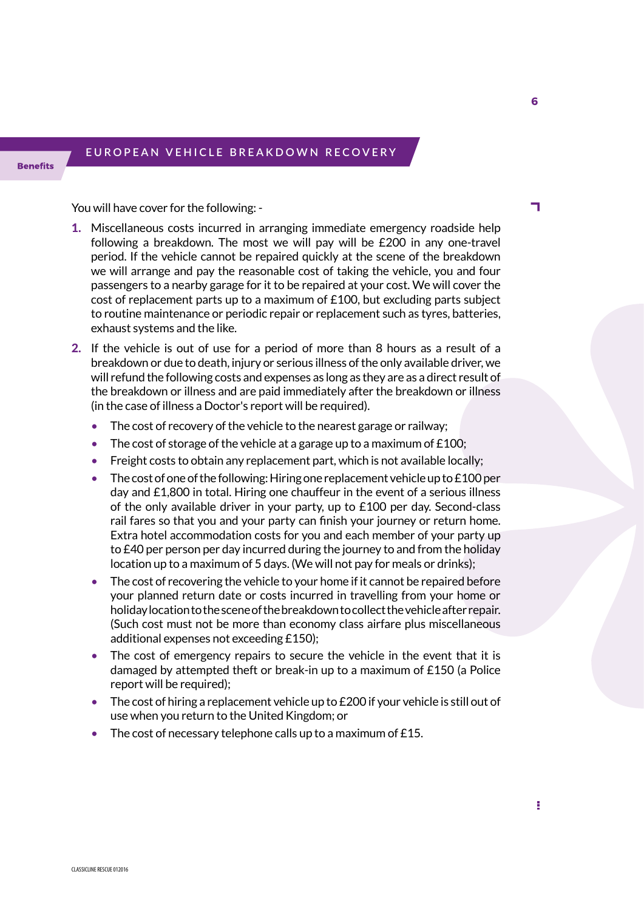## EUROPEAN VEHICLE BREAKDOWN RECOVERY

**Benefits**

You will have cover for the following: -

1. Miscellaneous costs incurred in arranging immediate emergency roadside help following a breakdown. The most we will pay will be £200 in any one-travel period. If the vehicle cannot be repaired quickly at the scene of the breakdown we will arrange and pay the reasonable cost of taking the vehicle, you and four passengers to a nearby garage for it to be repaired at your cost. We will cover the cost of replacement parts up to a maximum of £100, but excluding parts subject to routine maintenance or periodic repair or replacement such as tyres, batteries, exhaust systems and the like.
2. If the vehicle is out of use for a period of more than 8 hours as a result of a breakdown or due to death, injury or serious illness of the only available driver, we will refund the following costs and expenses as long as they are as a direct result of the breakdown or illness and are paid immediately after the breakdown or illness (in the case of illness a Doctor's report will be required).
   - The cost of recovery of the vehicle to the nearest garage or railway;
   - The cost of storage of the vehicle at a garage up to a maximum of £100;
   - Freight costs to obtain any replacement part, which is not available locally;
   - The cost of one of the following: Hiring one replacement vehicle up to £100 per day and £1,800 in total. Hiring one chauffeur in the event of a serious illness of the only available driver in your party, up to £100 per day. Second-class rail fares so that you and your party can finish your journey or return home. Extra hotel accommodation costs for you and each member of your party up to £40 per person per day incurred during the journey to and from the holiday location up to a maximum of 5 days. (We will not pay for meals or drinks);
   - The cost of recovering the vehicle to your home if it cannot be repaired before your planned return date or costs incurred in travelling from your home or holiday location to the scene of the breakdown to collect the vehicle after repair. (Such cost must not be more than economy class airfare plus miscellaneous additional expenses not exceeding £150);
   - The cost of emergency repairs to secure the vehicle in the event that it is damaged by attempted theft or break-in up to a maximum of £150 (a Police report will be required);
   - The cost of hiring a replacement vehicle up to £200 if your vehicle is still out of use when you return to the United Kingdom; or
   - The cost of necessary telephone calls up to a maximum of £15.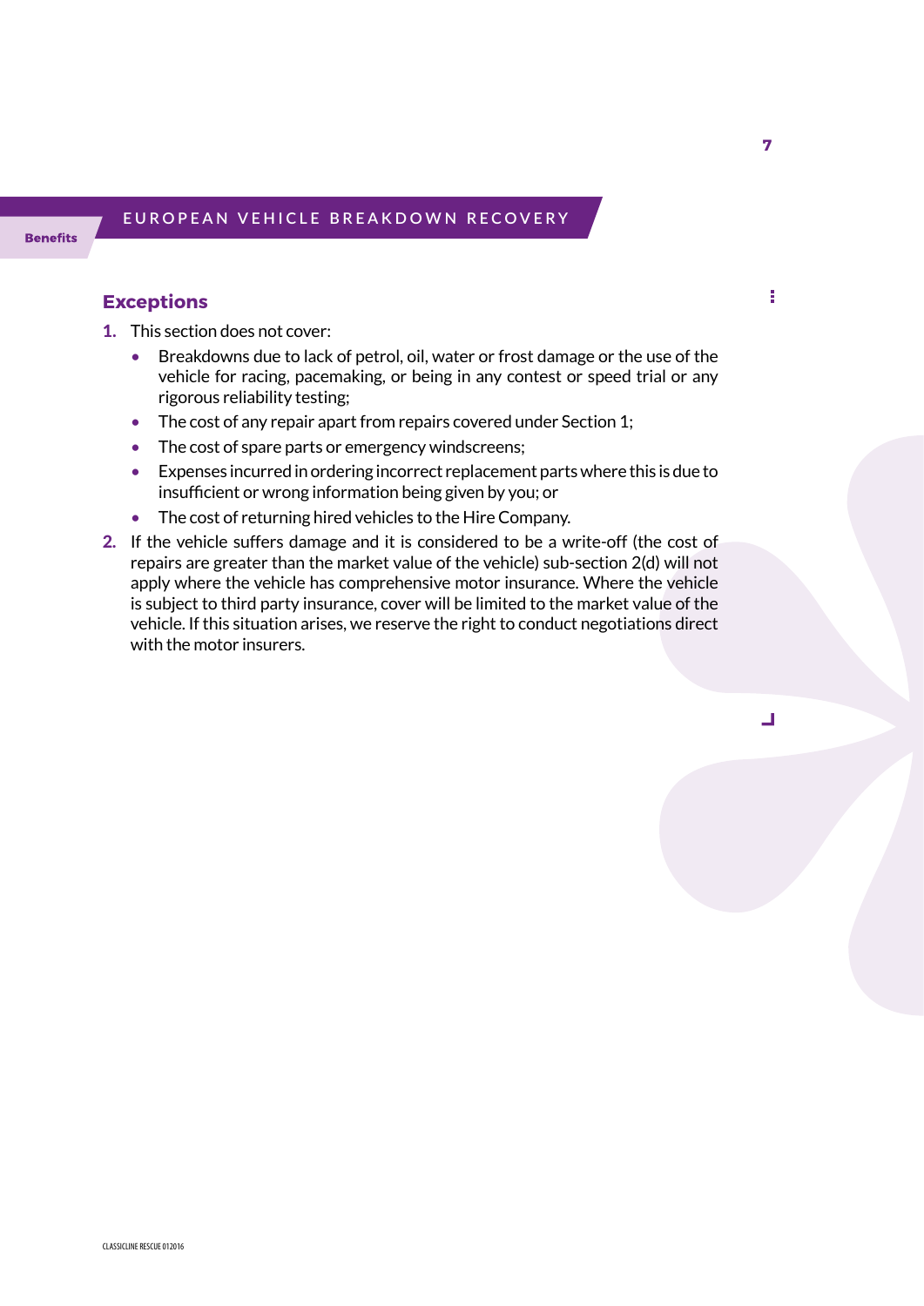## Exceptions

1. This section does not cover:
    - Breakdowns due to lack of petrol, oil, water or frost damage or the use of the vehicle for racing, pacemaking, or being in any contest or speed trial or any rigorous reliability testing;
    - The cost of any repair apart from repairs covered under Section 1;
    - The cost of spare parts or emergency windscreens;
    - Expenses incurred in ordering incorrect replacement parts where this is due to insufficient or wrong information being given by you; or
    - The cost of returning hired vehicles to the Hire Company.
2. If the vehicle suffers damage and it is considered to be a write-off (the cost of repairs are greater than the market value of the vehicle) sub-section 2(d) will not apply where the vehicle has comprehensive motor insurance. Where the vehicle is subject to third party insurance, cover will be limited to the market value of the vehicle. If this situation arises, we reserve the right to conduct negotiations direct with the motor insurers.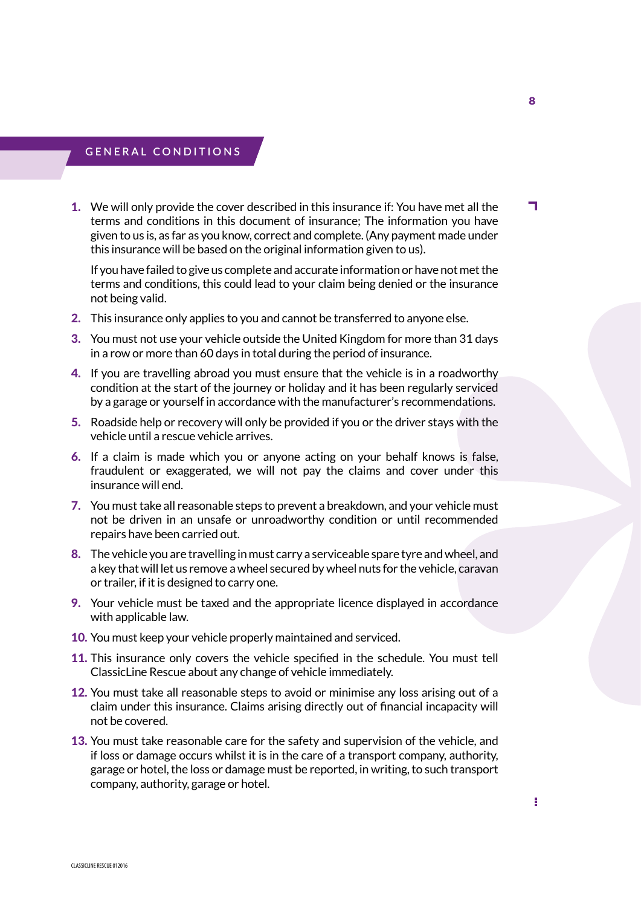## GENERAL CONDITIONS

1. We will only provide the cover described in this insurance if: You have met all the terms and conditions in this document of insurance; The information you have given to us is, as far as you know, correct and complete. (Any payment made under this insurance will be based on the original information given to us).

   If you have failed to give us complete and accurate information or have not met the terms and conditions, this could lead to your claim being denied or the insurance not being valid.

2. This insurance only applies to you and cannot be transferred to anyone else.
3. You must not use your vehicle outside the United Kingdom for more than 31 days in a row or more than 60 days in total during the period of insurance.
4. If you are travelling abroad you must ensure that the vehicle is in a roadworthy condition at the start of the journey or holiday and it has been regularly serviced by a garage or yourself in accordance with the manufacturer's recommendations.
5. Roadside help or recovery will only be provided if you or the driver stays with the vehicle until a rescue vehicle arrives.
6. If a claim is made which you or anyone acting on your behalf knows is false, fraudulent or exaggerated, we will not pay the claims and cover under this insurance will end.
7. You must take all reasonable steps to prevent a breakdown, and your vehicle must not be driven in an unsafe or unroadworthy condition or until recommended repairs have been carried out.
8. The vehicle you are travelling in must carry a serviceable spare tyre and wheel, and a key that will let us remove a wheel secured by wheel nuts for the vehicle, caravan or trailer, if it is designed to carry one.
9. Your vehicle must be taxed and the appropriate licence displayed in accordance with applicable law.
10. You must keep your vehicle properly maintained and serviced.
11. This insurance only covers the vehicle specified in the schedule. You must tell ClassicLine Rescue about any change of vehicle immediately.
12. You must take all reasonable steps to avoid or minimise any loss arising out of a claim under this insurance. Claims arising directly out of financial incapacity will not be covered.
13. You must take reasonable care for the safety and supervision of the vehicle, and if loss or damage occurs whilst it is in the care of a transport company, authority, garage or hotel, the loss or damage must be reported, in writing, to such transport company, authority, garage or hotel.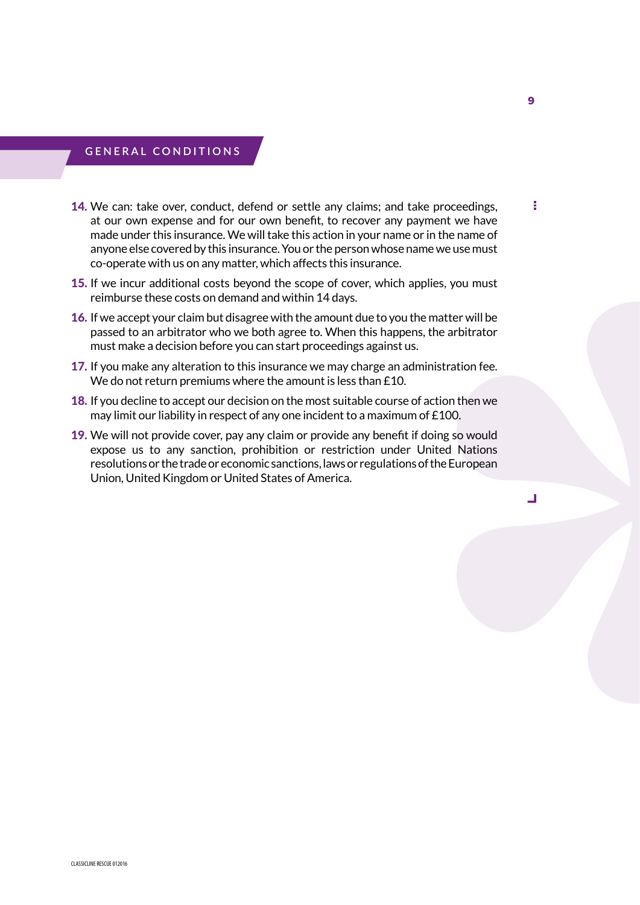## GENERAL CONDITIONS

14. We can: take over, conduct, defend or settle any claims; and take proceedings, at our own expense and for our own benefit, to recover any payment we have made under this insurance. We will take this action in your name or in the name of anyone else covered by this insurance. You or the person whose name we use must co-operate with us on any matter, which affects this insurance.
15. If we incur additional costs beyond the scope of cover, which applies, you must reimburse these costs on demand and within 14 days.
16. If we accept your claim but disagree with the amount due to you the matter will be passed to an arbitrator who we both agree to. When this happens, the arbitrator must make a decision before you can start proceedings against us.
17. If you make any alteration to this insurance we may charge an administration fee. We do not return premiums where the amount is less than £10.
18. If you decline to accept our decision on the most suitable course of action then we may limit our liability in respect of any one incident to a maximum of £100.
19. We will not provide cover, pay any claim or provide any benefit if doing so would expose us to any sanction, prohibition or restriction under United Nations resolutions or the trade or economic sanctions, laws or regulations of the European Union, United Kingdom or United States of America.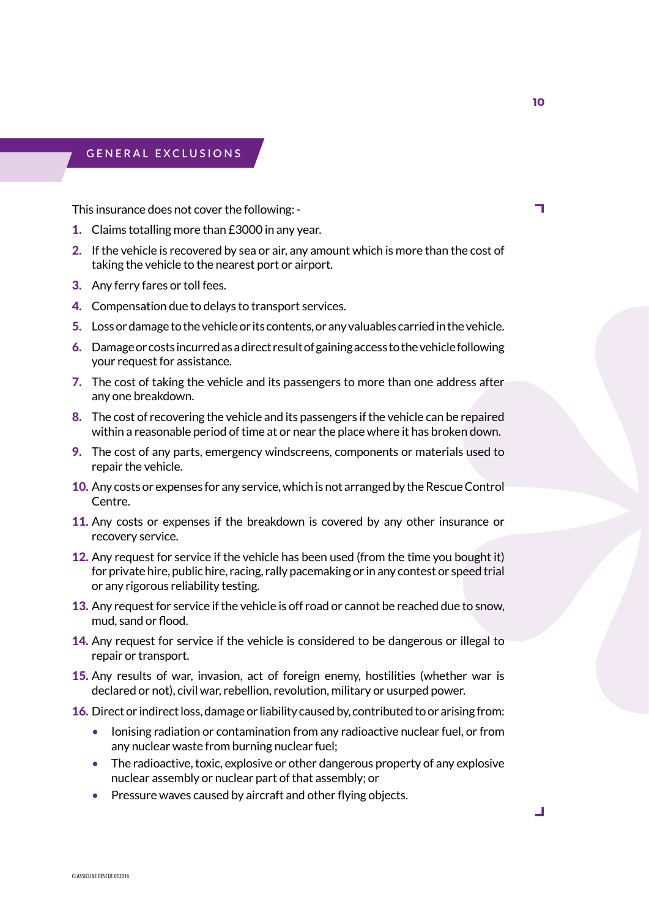## GENERAL EXCLUSIONS

This insurance does not cover the following: -

1. Claims totalling more than £3000 in any year.
2. If the vehicle is recovered by sea or air, any amount which is more than the cost of taking the vehicle to the nearest port or airport.
3. Any ferry fares or toll fees.
4. Compensation due to delays to transport services.
5. Loss or damage to the vehicle or its contents, or any valuables carried in the vehicle.
6. Damage or costs incurred as a direct result of gaining access to the vehicle following your request for assistance.
7. The cost of taking the vehicle and its passengers to more than one address after any one breakdown.
8. The cost of recovering the vehicle and its passengers if the vehicle can be repaired within a reasonable period of time at or near the place where it has broken down.
9. The cost of any parts, emergency windscreens, components or materials used to repair the vehicle.
10. Any costs or expenses for any service, which is not arranged by the Rescue Control Centre.
11. Any costs or expenses if the breakdown is covered by any other insurance or recovery service.
12. Any request for service if the vehicle has been used (from the time you bought it) for private hire, public hire, racing, rally pacemaking or in any contest or speed trial or any rigorous reliability testing.
13. Any request for service if the vehicle is off road or cannot be reached due to snow, mud, sand or flood.
14. Any request for service if the vehicle is considered to be dangerous or illegal to repair or transport.
15. Any results of war, invasion, act of foreign enemy, hostilities (whether war is declared or not), civil war, rebellion, revolution, military or usurped power.
16. Direct or indirect loss, damage or liability caused by, contributed to or arising from:
    - Ionising radiation or contamination from any radioactive nuclear fuel, or from any nuclear waste from burning nuclear fuel;
    - The radioactive, toxic, explosive or other dangerous property of any explosive nuclear assembly or nuclear part of that assembly; or
    - Pressure waves caused by aircraft and other flying objects.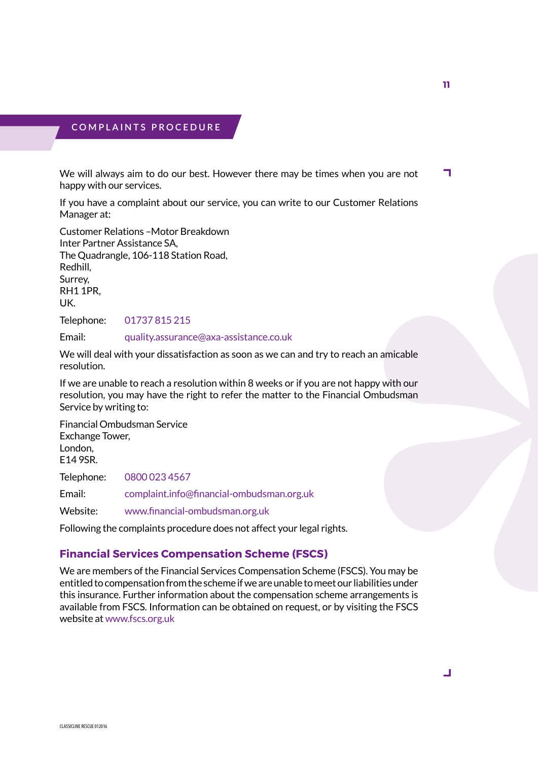## COMPLAINTS PROCEDURE

We will always aim to do our best. However there may be times when you are not happy with our services.

If you have a complaint about our service, you can write to our Customer Relations Manager at:

Customer Relations –Motor Breakdown  
Inter Partner Assistance SA,  
The Quadrangle, 106-118 Station Road,  
Redhill,  
Surrey,  
RH1 1PR,  
UK.

Telephone: 01737 815 215

Email: quality.assurance@axa-assistance.co.uk

We will deal with your dissatisfaction as soon as we can and try to reach an amicable resolution.

If we are unable to reach a resolution within 8 weeks or if you are not happy with our resolution, you may have the right to refer the matter to the Financial Ombudsman Service by writing to:

Financial Ombudsman Service  
Exchange Tower,  
London,  
E14 9SR.

Telephone: 0800 023 4567

Email: complaint.info@financial-ombudsman.org.uk

Website: www.financial-ombudsman.org.uk

Following the complaints procedure does not affect your legal rights.

### Financial Services Compensation Scheme (FSCS)

We are members of the Financial Services Compensation Scheme (FSCS). You may be entitled to compensation from the scheme if we are unable to meet our liabilities under this insurance. Further information about the compensation scheme arrangements is available from FSCS. Information can be obtained on request, or by visiting the FSCS website at www.fscs.org.uk

CLASSICLINE RESCUE 012016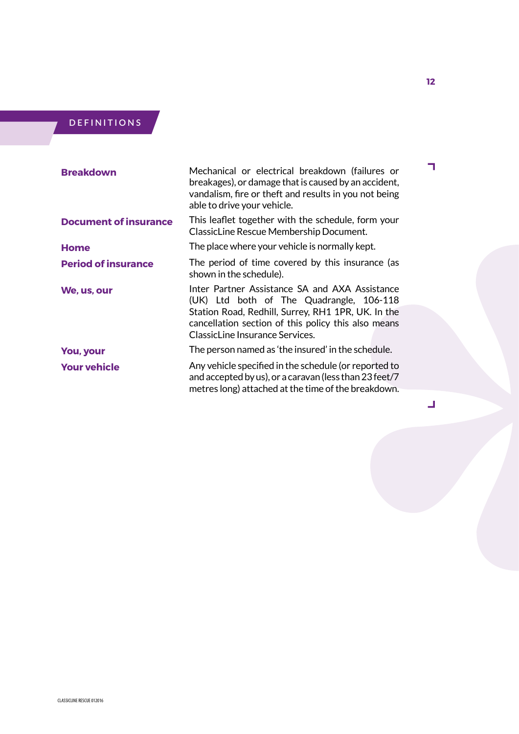## DEFINITIONS

| | |
|---|---|
| **Breakdown** | Mechanical or electrical breakdown (failures or breakages), or damage that is caused by an accident, vandalism, fire or theft and results in you not being able to drive your vehicle. |
| **Document of insurance** | This leaflet together with the schedule, form your ClassicLine Rescue Membership Document. |
| **Home** | The place where your vehicle is normally kept. |
| **Period of insurance** | The period of time covered by this insurance (as shown in the schedule). |
| **We, us, our** | Inter Partner Assistance SA and AXA Assistance (UK) Ltd both of The Quadrangle, 106-118 Station Road, Redhill, Surrey, RH1 1PR, UK. In the cancellation section of this policy this also means ClassicLine Insurance Services. |
| **You, your** | The person named as 'the insured' in the schedule. |
| **Your vehicle** | Any vehicle specified in the schedule (or reported to and accepted by us), or a caravan (less than 23 feet/7 metres long) attached at the time of the breakdown. |

CLASSICLINE RESCUE 012016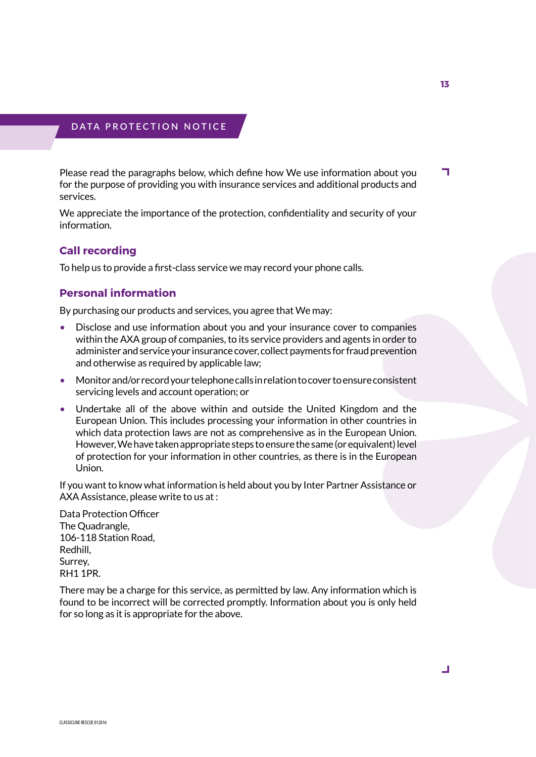## DATA PROTECTION NOTICE

Please read the paragraphs below, which define how We use information about you for the purpose of providing you with insurance services and additional products and services.

We appreciate the importance of the protection, confidentiality and security of your information.

### Call recording

To help us to provide a first-class service we may record your phone calls.

### Personal information

By purchasing our products and services, you agree that We may:

- Disclose and use information about you and your insurance cover to companies within the AXA group of companies, to its service providers and agents in order to administer and service your insurance cover, collect payments for fraud prevention and otherwise as required by applicable law;
- Monitor and/or record your telephone calls in relation to cover to ensure consistent servicing levels and account operation; or
- Undertake all of the above within and outside the United Kingdom and the European Union. This includes processing your information in other countries in which data protection laws are not as comprehensive as in the European Union. However, We have taken appropriate steps to ensure the same (or equivalent) level of protection for your information in other countries, as there is in the European Union.

If you want to know what information is held about you by Inter Partner Assistance or AXA Assistance, please write to us at :

Data Protection Officer
The Quadrangle,
106-118 Station Road,
Redhill,
Surrey,
RH1 1PR.

There may be a charge for this service, as permitted by law. Any information which is found to be incorrect will be corrected promptly. Information about you is only held for so long as it is appropriate for the above.

CLASSICLINE RESCUE 012016